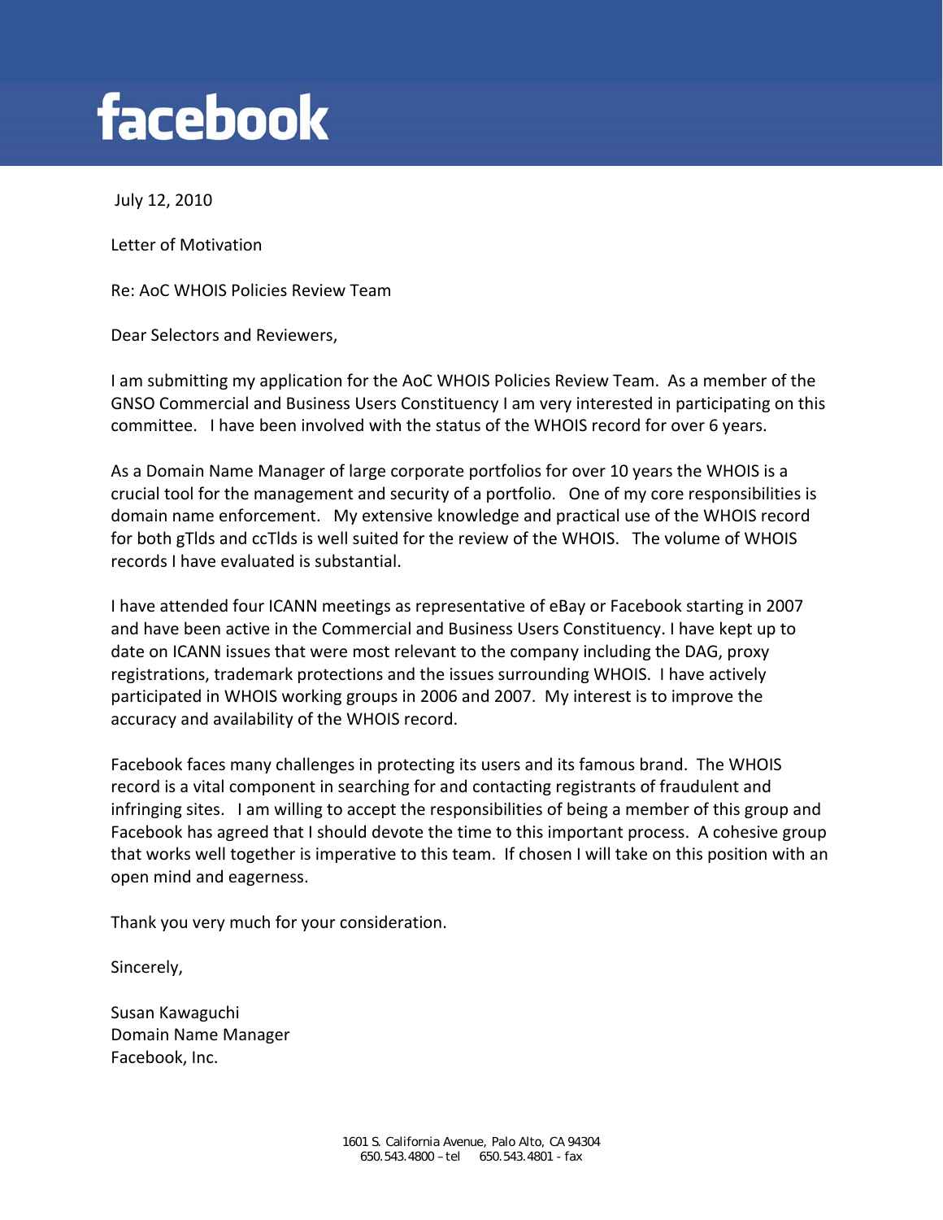facebook

July 12, 2010

Letter of Motivation

Re: AoC WHOIS Policies Review Team

Dear Selectors and Reviewers,

I am submitting my application for the AoC WHOIS Policies Review Team. As a member of the GNSO Commercial and Business Users Constituency I am very interested in participating on this committee. I have been involved with the status of the WHOIS record for over 6 years.

As a Domain Name Manager of large corporate portfolios for over 10 years the WHOIS is a crucial tool for the management and security of a portfolio. One of my core responsibilities is domain name enforcement. My extensive knowledge and practical use of the WHOIS record for both gTlds and ccTlds is well suited for the review of the WHOIS. The volume of WHOIS records I have evaluated is substantial.

I have attended four ICANN meetings as representative of eBay or Facebook starting in 2007 and have been active in the Commercial and Business Users Constituency. I have kept up to date on ICANN issues that were most relevant to the company including the DAG, proxy registrations, trademark protections and the issues surrounding WHOIS. I have actively participated in WHOIS working groups in 2006 and 2007. My interest is to improve the accuracy and availability of the WHOIS record.

Facebook faces many challenges in protecting its users and its famous brand. The WHOIS record is a vital component in searching for and contacting registrants of fraudulent and infringing sites. I am willing to accept the responsibilities of being a member of this group and Facebook has agreed that I should devote the time to this important process. A cohesive group that works well together is imperative to this team. If chosen I will take on this position with an open mind and eagerness.

Thank you very much for your consideration.

Sincerely,

Susan Kawaguchi  
Domain Name Manager  
Facebook, Inc.

1601 S. California Avenue, Palo Alto, CA 94304  
650.543.4800 – tel 650.543.4801 - fax